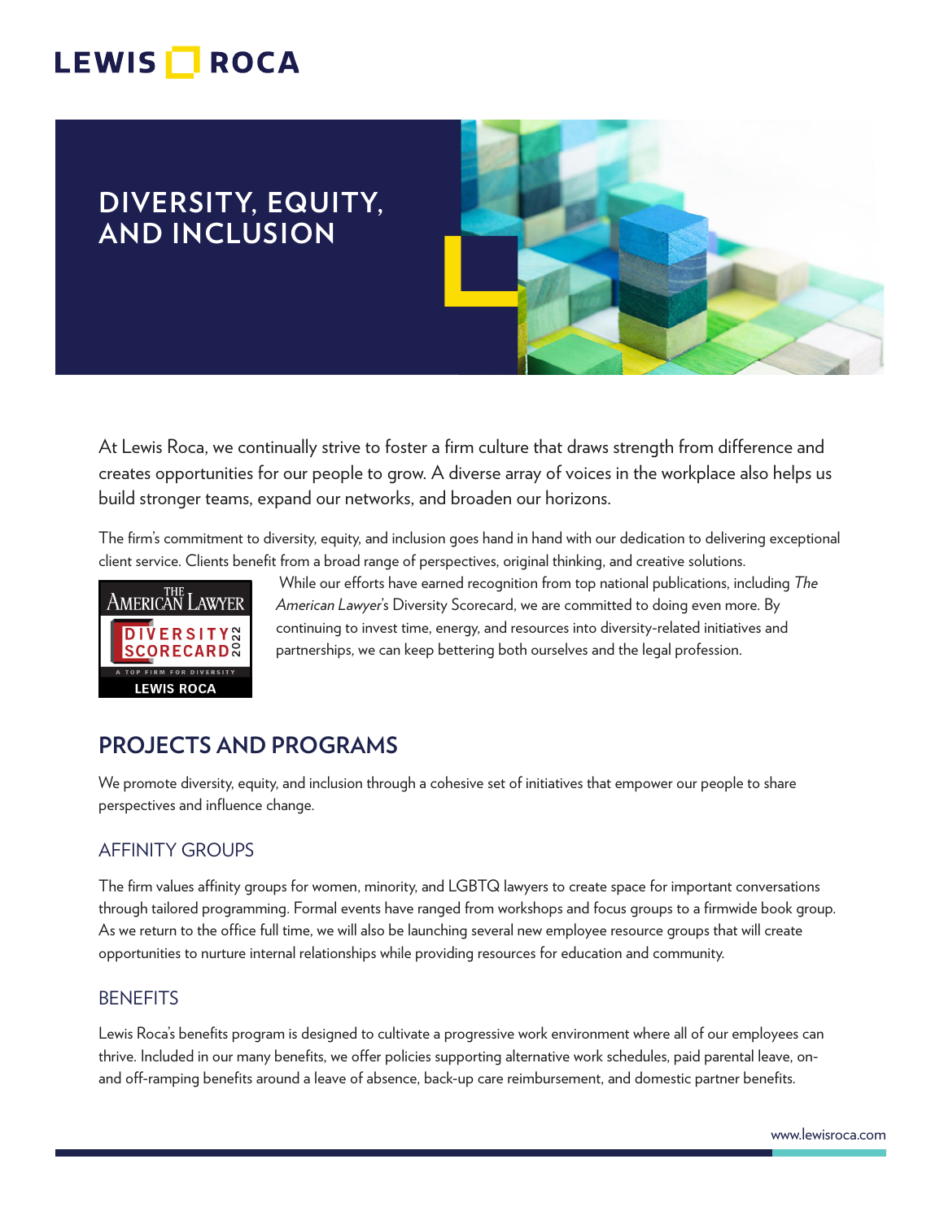LEWIS ROCA

# DIVERSITY, EQUITY, AND INCLUSION

At Lewis Roca, we continually strive to foster a firm culture that draws strength from difference and creates opportunities for our people to grow. A diverse array of voices in the workplace also helps us build stronger teams, expand our networks, and broaden our horizons.

The firm's commitment to diversity, equity, and inclusion goes hand in hand with our dedication to delivering exceptional client service. Clients benefit from a broad range of perspectives, original thinking, and creative solutions.

THE AMERICAN LAWYER DIVERSITY SCORECARD 2022 A TOP FIRM FOR DIVERSITY LEWIS ROCA

While our efforts have earned recognition from top national publications, including *The American Lawyer*'s Diversity Scorecard, we are committed to doing even more. By continuing to invest time, energy, and resources into diversity-related initiatives and partnerships, we can keep bettering both ourselves and the legal profession.

## PROJECTS AND PROGRAMS

We promote diversity, equity, and inclusion through a cohesive set of initiatives that empower our people to share perspectives and influence change.

### AFFINITY GROUPS

The firm values affinity groups for women, minority, and LGBTQ lawyers to create space for important conversations through tailored programming. Formal events have ranged from workshops and focus groups to a firmwide book group. As we return to the office full time, we will also be launching several new employee resource groups that will create opportunities to nurture internal relationships while providing resources for education and community.

### BENEFITS

Lewis Roca's benefits program is designed to cultivate a progressive work environment where all of our employees can thrive. Included in our many benefits, we offer policies supporting alternative work schedules, paid parental leave, on- and off-ramping benefits around a leave of absence, back-up care reimbursement, and domestic partner benefits.

www.lewisroca.com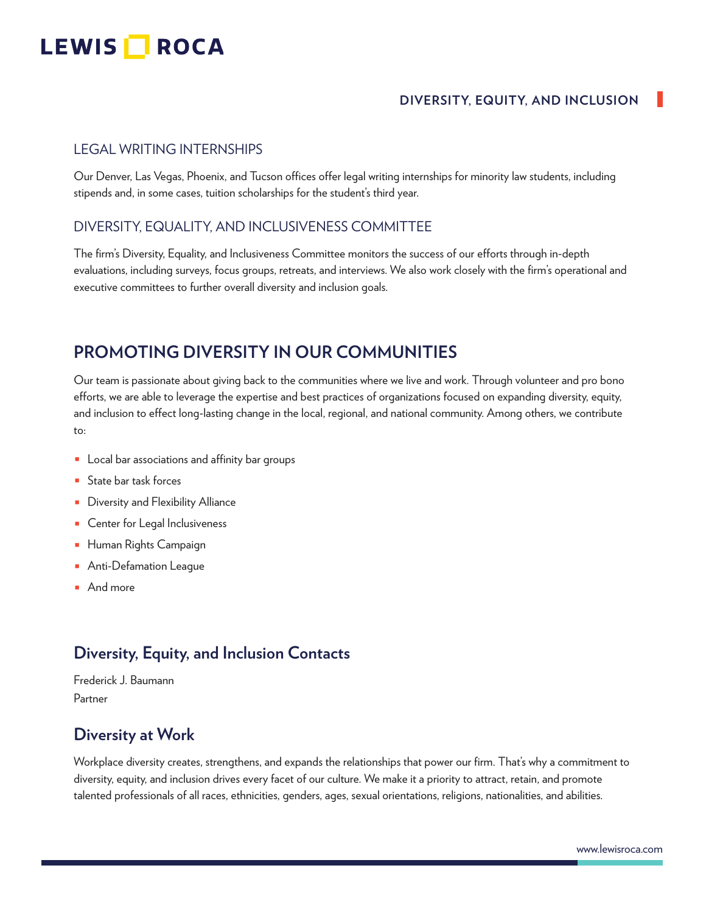## LEGAL WRITING INTERNSHIPS

Our Denver, Las Vegas, Phoenix, and Tucson offices offer legal writing internships for minority law students, including stipends and, in some cases, tuition scholarships for the student's third year.

## DIVERSITY, EQUALITY, AND INCLUSIVENESS COMMITTEE

The firm's Diversity, Equality, and Inclusiveness Committee monitors the success of our efforts through in-depth evaluations, including surveys, focus groups, retreats, and interviews. We also work closely with the firm's operational and executive committees to further overall diversity and inclusion goals.

# PROMOTING DIVERSITY IN OUR COMMUNITIES

Our team is passionate about giving back to the communities where we live and work. Through volunteer and pro bono efforts, we are able to leverage the expertise and best practices of organizations focused on expanding diversity, equity, and inclusion to effect long-lasting change in the local, regional, and national community. Among others, we contribute to:

- Local bar associations and affinity bar groups
- State bar task forces
- Diversity and Flexibility Alliance
- Center for Legal Inclusiveness
- Human Rights Campaign
- Anti-Defamation League
- And more

## Diversity, Equity, and Inclusion Contacts

Frederick J. Baumann
Partner

## Diversity at Work

Workplace diversity creates, strengthens, and expands the relationships that power our firm. That's why a commitment to diversity, equity, and inclusion drives every facet of our culture. We make it a priority to attract, retain, and promote talented professionals of all races, ethnicities, genders, ages, sexual orientations, religions, nationalities, and abilities.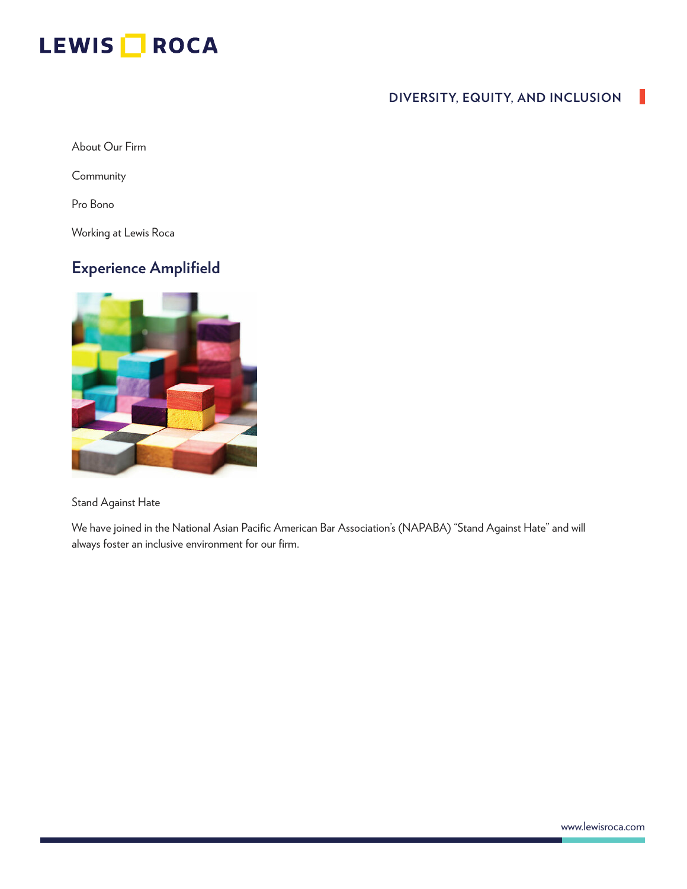## DIVERSITY, EQUITY, AND INCLUSION

About Our Firm

Community

Pro Bono

Working at Lewis Roca

## Experience Amplifield

Stand Against Hate

We have joined in the National Asian Pacific American Bar Association's (NAPABA) "Stand Against Hate" and will always foster an inclusive environment for our firm.